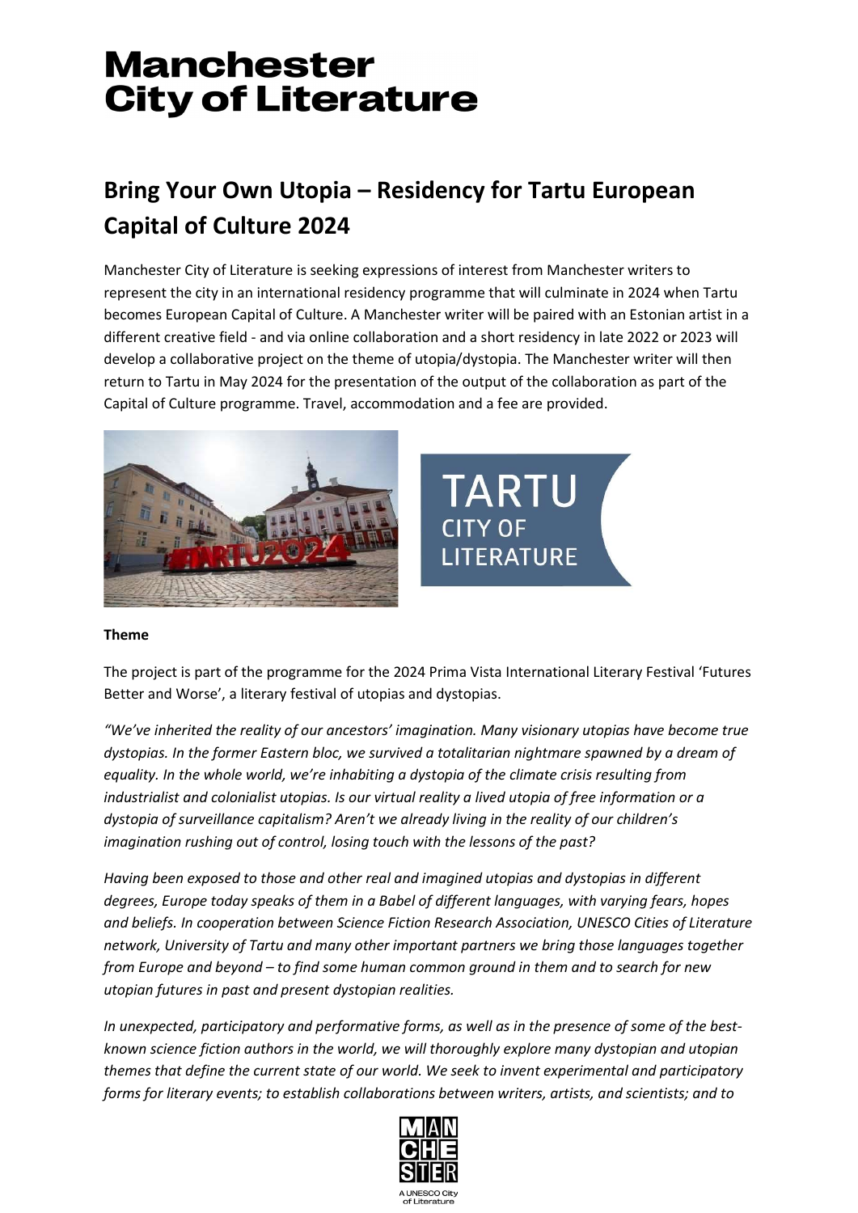# Manchester City of Literature

## Bring Your Own Utopia – Residency for Tartu European Capital of Culture 2024

Manchester City of Literature is seeking expressions of interest from Manchester writers to represent the city in an international residency programme that will culminate in 2024 when Tartu becomes European Capital of Culture. A Manchester writer will be paired with an Estonian artist in a different creative field - and via online collaboration and a short residency in late 2022 or 2023 will develop a collaborative project on the theme of utopia/dystopia. The Manchester writer will then return to Tartu in May 2024 for the presentation of the output of the collaboration as part of the Capital of Culture programme. Travel, accommodation and a fee are provided.

**Theme**

The project is part of the programme for the 2024 Prima Vista International Literary Festival 'Futures Better and Worse', a literary festival of utopias and dystopias.

*"We've inherited the reality of our ancestors' imagination. Many visionary utopias have become true dystopias. In the former Eastern bloc, we survived a totalitarian nightmare spawned by a dream of equality. In the whole world, we're inhabiting a dystopia of the climate crisis resulting from industrialist and colonialist utopias. Is our virtual reality a lived utopia of free information or a dystopia of surveillance capitalism? Aren't we already living in the reality of our children's imagination rushing out of control, losing touch with the lessons of the past?*

*Having been exposed to those and other real and imagined utopias and dystopias in different degrees, Europe today speaks of them in a Babel of different languages, with varying fears, hopes and beliefs. In cooperation between Science Fiction Research Association, UNESCO Cities of Literature network, University of Tartu and many other important partners we bring those languages together from Europe and beyond – to find some human common ground in them and to search for new utopian futures in past and present dystopian realities.*

*In unexpected, participatory and performative forms, as well as in the presence of some of the best-known science fiction authors in the world, we will thoroughly explore many dystopian and utopian themes that define the current state of our world. We seek to invent experimental and participatory forms for literary events; to establish collaborations between writers, artists, and scientists; and to*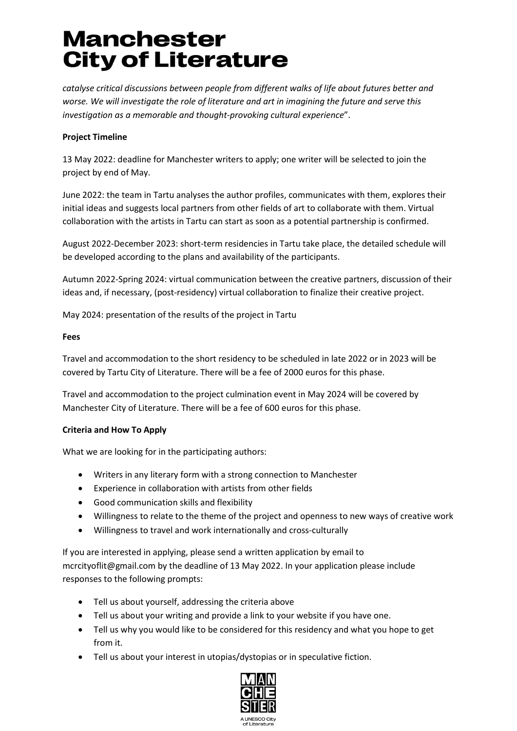*catalyse critical discussions between people from different walks of life about futures better and worse. We will investigate the role of literature and art in imagining the future and serve this investigation as a memorable and thought-provoking cultural experience*".

**Project Timeline**

13 May 2022: deadline for Manchester writers to apply; one writer will be selected to join the project by end of May.

June 2022: the team in Tartu analyses the author profiles, communicates with them, explores their initial ideas and suggests local partners from other fields of art to collaborate with them. Virtual collaboration with the artists in Tartu can start as soon as a potential partnership is confirmed.

August 2022-December 2023: short-term residencies in Tartu take place, the detailed schedule will be developed according to the plans and availability of the participants.

Autumn 2022-Spring 2024: virtual communication between the creative partners, discussion of their ideas and, if necessary, (post-residency) virtual collaboration to finalize their creative project.

May 2024: presentation of the results of the project in Tartu

**Fees**

Travel and accommodation to the short residency to be scheduled in late 2022 or in 2023 will be covered by Tartu City of Literature. There will be a fee of 2000 euros for this phase.

Travel and accommodation to the project culmination event in May 2024 will be covered by Manchester City of Literature. There will be a fee of 600 euros for this phase.

**Criteria and How To Apply**

What we are looking for in the participating authors:

- Writers in any literary form with a strong connection to Manchester
- Experience in collaboration with artists from other fields
- Good communication skills and flexibility
- Willingness to relate to the theme of the project and openness to new ways of creative work
- Willingness to travel and work internationally and cross-culturally

If you are interested in applying, please send a written application by email to mcrcityoflit@gmail.com by the deadline of 13 May 2022. In your application please include responses to the following prompts:

- Tell us about yourself, addressing the criteria above
- Tell us about your writing and provide a link to your website if you have one.
- Tell us why you would like to be considered for this residency and what you hope to get from it.
- Tell us about your interest in utopias/dystopias or in speculative fiction.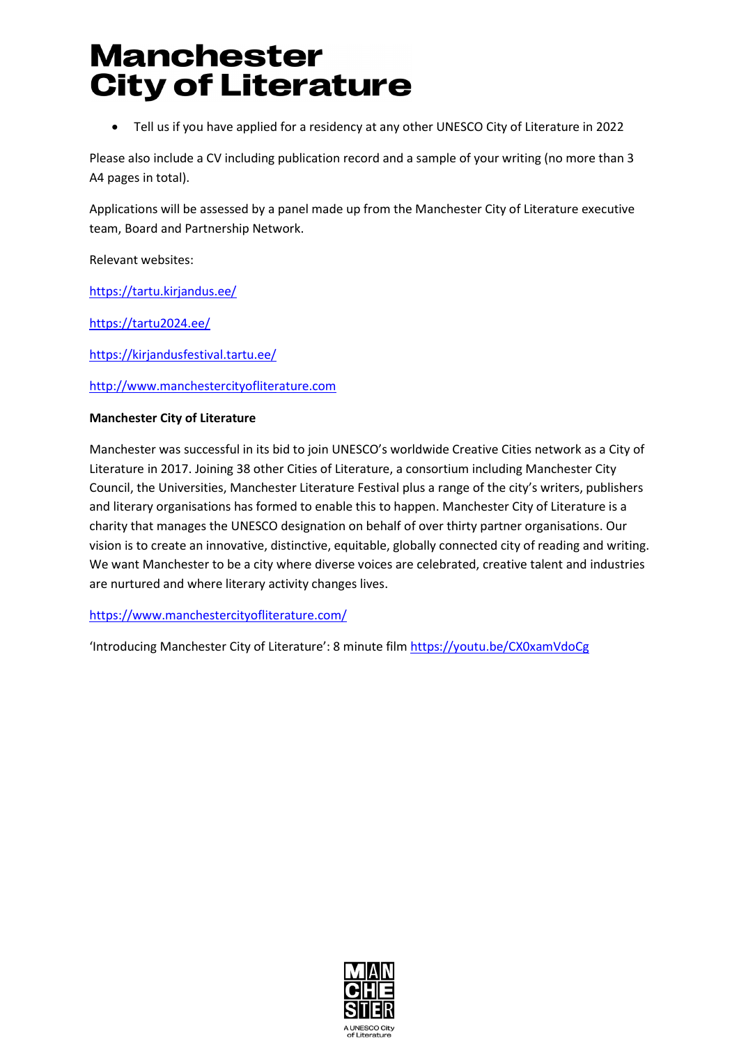- Tell us if you have applied for a residency at any other UNESCO City of Literature in 2022

Please also include a CV including publication record and a sample of your writing (no more than 3 A4 pages in total).

Applications will be assessed by a panel made up from the Manchester City of Literature executive team, Board and Partnership Network.

Relevant websites:

https://tartu.kirjandus.ee/

https://tartu2024.ee/

https://kirjandusfestival.tartu.ee/

http://www.manchestercityofliterature.com

**Manchester City of Literature**

Manchester was successful in its bid to join UNESCO's worldwide Creative Cities network as a City of Literature in 2017. Joining 38 other Cities of Literature, a consortium including Manchester City Council, the Universities, Manchester Literature Festival plus a range of the city's writers, publishers and literary organisations has formed to enable this to happen. Manchester City of Literature is a charity that manages the UNESCO designation on behalf of over thirty partner organisations. Our vision is to create an innovative, distinctive, equitable, globally connected city of reading and writing. We want Manchester to be a city where diverse voices are celebrated, creative talent and industries are nurtured and where literary activity changes lives.

https://www.manchestercityofliterature.com/

'Introducing Manchester City of Literature': 8 minute film https://youtu.be/CX0xamVdoCg